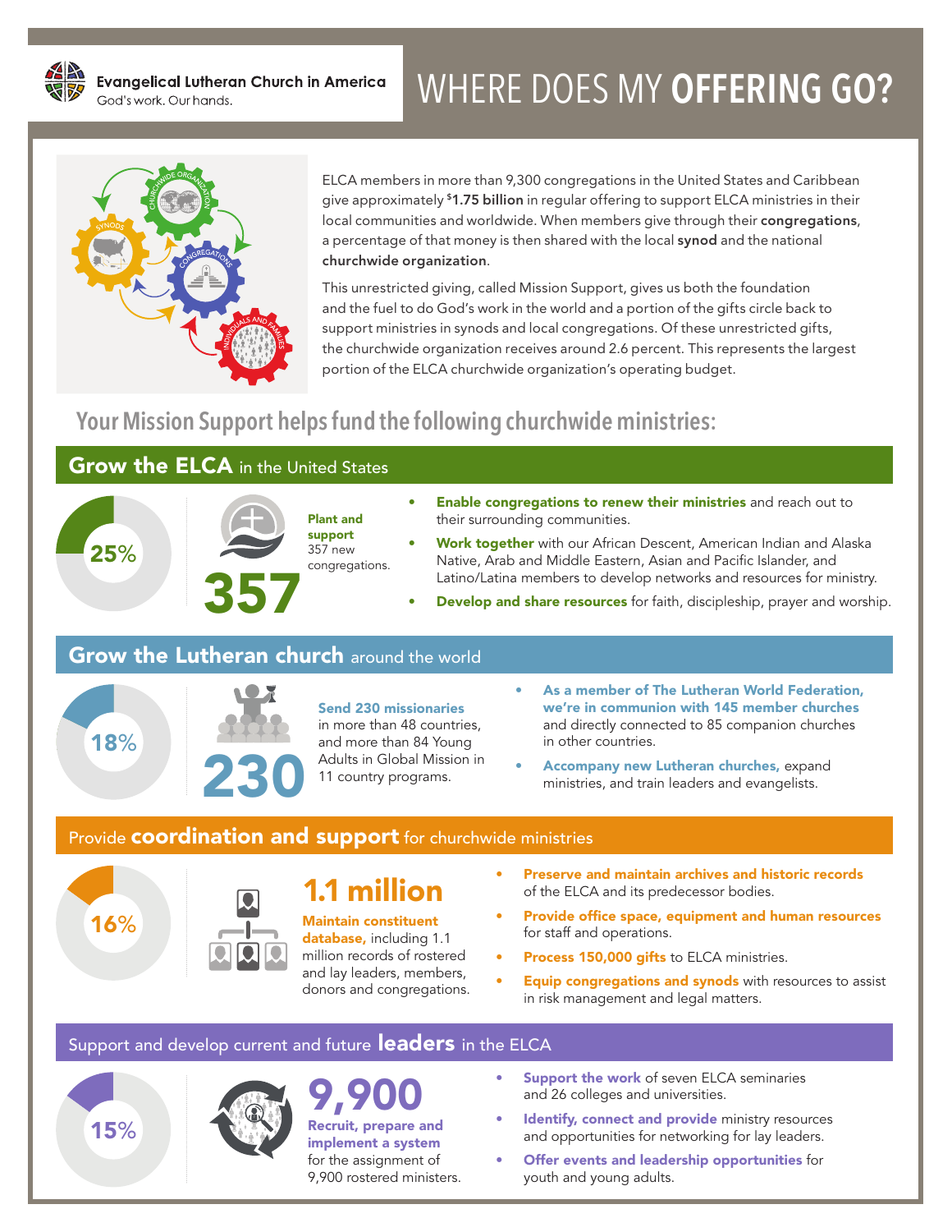**Evangelical Lutheran Church in America**
God's work. Our hands.

# WHERE DOES MY **OFFERING GO?**

ELCA members in more than 9,300 congregations in the United States and Caribbean give approximately $1.75 billion in regular offering to support ELCA ministries in their local communities and worldwide. When members give through their **congregations**, a percentage of that money is then shared with the local **synod** and the national **churchwide organization**.

This unrestricted giving, called Mission Support, gives us both the foundation and the fuel to do God's work in the world and a portion of the gifts circle back to support ministries in synods and local congregations. Of these unrestricted gifts, the churchwide organization receives around 2.6 percent. This represents the largest portion of the ELCA churchwide organization's operating budget.

## Your Mission Support helps fund the following churchwide ministries:

### Grow the ELCA in the United States

**25%**

**357**

**Plant and support** 357 new congregations.

- **Enable congregations to renew their ministries** and reach out to their surrounding communities.
- **Work together** with our African Descent, American Indian and Alaska Native, Arab and Middle Eastern, Asian and Pacific Islander, and Latino/Latina members to develop networks and resources for ministry.
- **Develop and share resources** for faith, discipleship, prayer and worship.

### Grow the Lutheran church around the world

**18%**

**230**

**Send 230 missionaries** in more than 48 countries, and more than 84 Young Adults in Global Mission in 11 country programs.

- **As a member of The Lutheran World Federation, we're in communion with 145 member churches** and directly connected to 85 companion churches in other countries.
- **Accompany new Lutheran churches,** expand ministries, and train leaders and evangelists.

### Provide coordination and support for churchwide ministries

**16%**

**1.1 million**

**Maintain constituent database,** including 1.1 million records of rostered and lay leaders, members, donors and congregations.

- **Preserve and maintain archives and historic records** of the ELCA and its predecessor bodies.
- **Provide office space, equipment and human resources** for staff and operations.
- **Process 150,000 gifts** to ELCA ministries.
- **Equip congregations and synods** with resources to assist in risk management and legal matters.

### Support and develop current and future leaders in the ELCA

**15%**

**9,900**

**Recruit, prepare and implement a system** for the assignment of 9,900 rostered ministers.

- **Support the work** of seven ELCA seminaries and 26 colleges and universities.
- **Identify, connect and provide** ministry resources and opportunities for networking for lay leaders.
- **Offer events and leadership opportunities** for youth and young adults.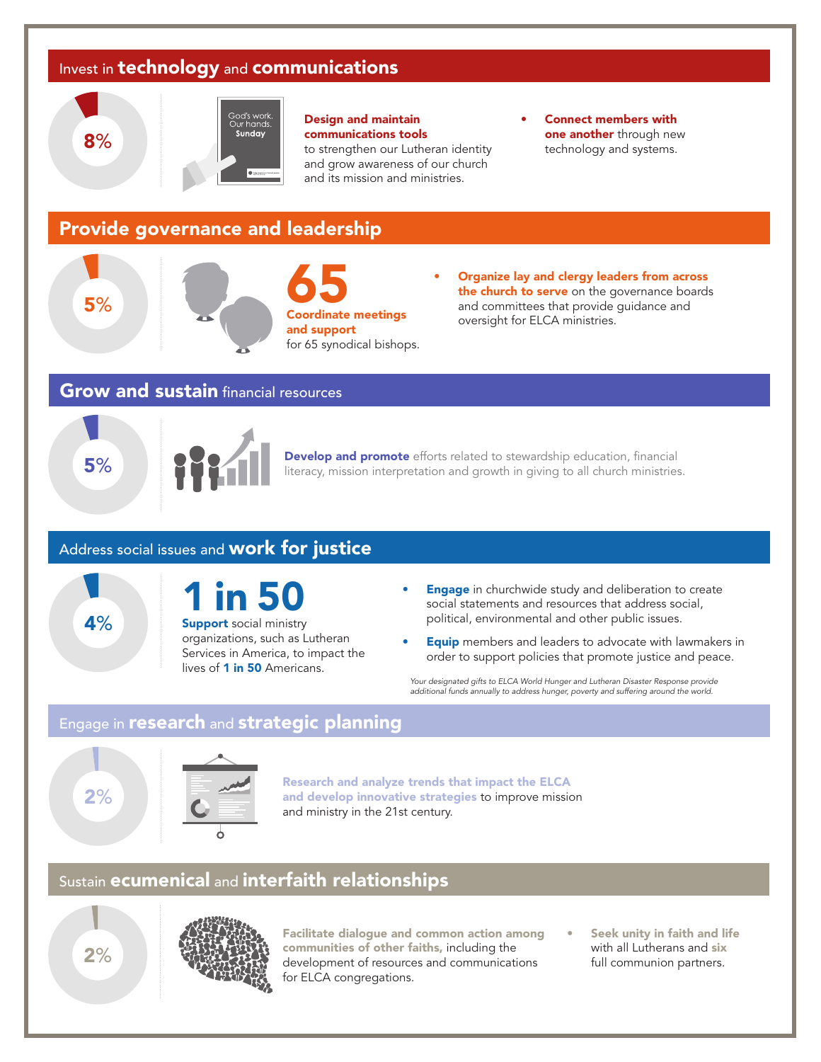## Invest in **technology** and **communications**

8%

God's work. Our hands. Sunday

**Design and maintain communications tools** to strengthen our Lutheran identity and grow awareness of our church and its mission and ministries.

- **Connect members with one another** through new technology and systems.

## Provide governance and leadership

5%

**65**

**Coordinate meetings and support** for 65 synodical bishops.

- **Organize lay and clergy leaders from across the church to serve** on the governance boards and committees that provide guidance and oversight for ELCA ministries.

## **Grow and sustain** financial resources

5%

**Develop and promote** efforts related to stewardship education, financial literacy, mission interpretation and growth in giving to all church ministries.

## Address social issues and **work for justice**

4%

**1 in 50**

**Support** social ministry organizations, such as Lutheran Services in America, to impact the lives of **1 in 50** Americans.

- **Engage** in churchwide study and deliberation to create social statements and resources that address social, political, environmental and other public issues.
- **Equip** members and leaders to advocate with lawmakers in order to support policies that promote justice and peace.

*Your designated gifts to ELCA World Hunger and Lutheran Disaster Response provide additional funds annually to address hunger, poverty and suffering around the world.*

## Engage in **research** and **strategic planning**

2%

**Research and analyze trends that impact the ELCA and develop innovative strategies** to improve mission and ministry in the 21st century.

## Sustain **ecumenical** and **interfaith relationships**

2%

**Facilitate dialogue and common action among communities of other faiths,** including the development of resources and communications for ELCA congregations.

- **Seek unity in faith and life** with all Lutherans and **six** full communion partners.